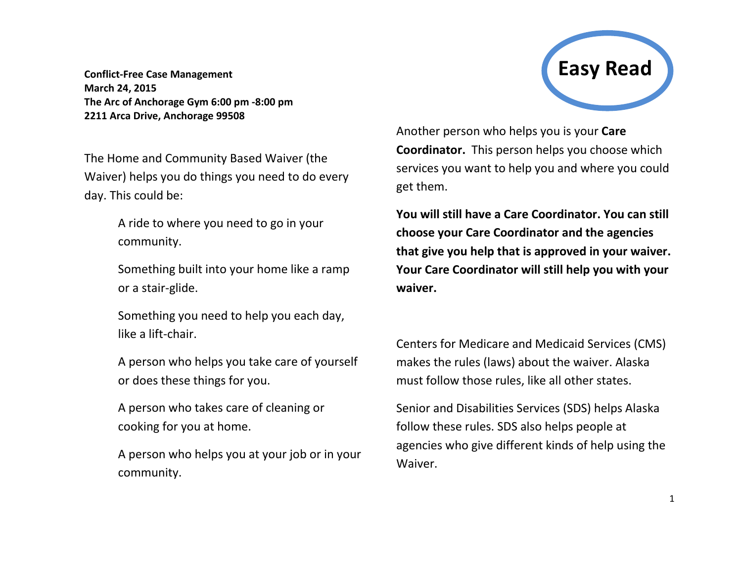**Conflict-Free Case Management**
**March 24, 2015**
**The Arc of Anchorage Gym 6:00 pm -8:00 pm**
**2211 Arca Drive, Anchorage 99508**

**Easy Read**

The Home and Community Based Waiver (the Waiver) helps you do things you need to do every day. This could be:

- A ride to where you need to go in your community.
- Something built into your home like a ramp or a stair-glide.
- Something you need to help you each day, like a lift-chair.
- A person who helps you take care of yourself or does these things for you.
- A person who takes care of cleaning or cooking for you at home.
- A person who helps you at your job or in your community.

Another person who helps you is your **Care Coordinator.** This person helps you choose which services you want to help you and where you could get them.

**You will still have a Care Coordinator. You can still choose your Care Coordinator and the agencies that give you help that is approved in your waiver. Your Care Coordinator will still help you with your waiver.**

Centers for Medicare and Medicaid Services (CMS) makes the rules (laws) about the waiver. Alaska must follow those rules, like all other states.

Senior and Disabilities Services (SDS) helps Alaska follow these rules. SDS also helps people at agencies who give different kinds of help using the Waiver.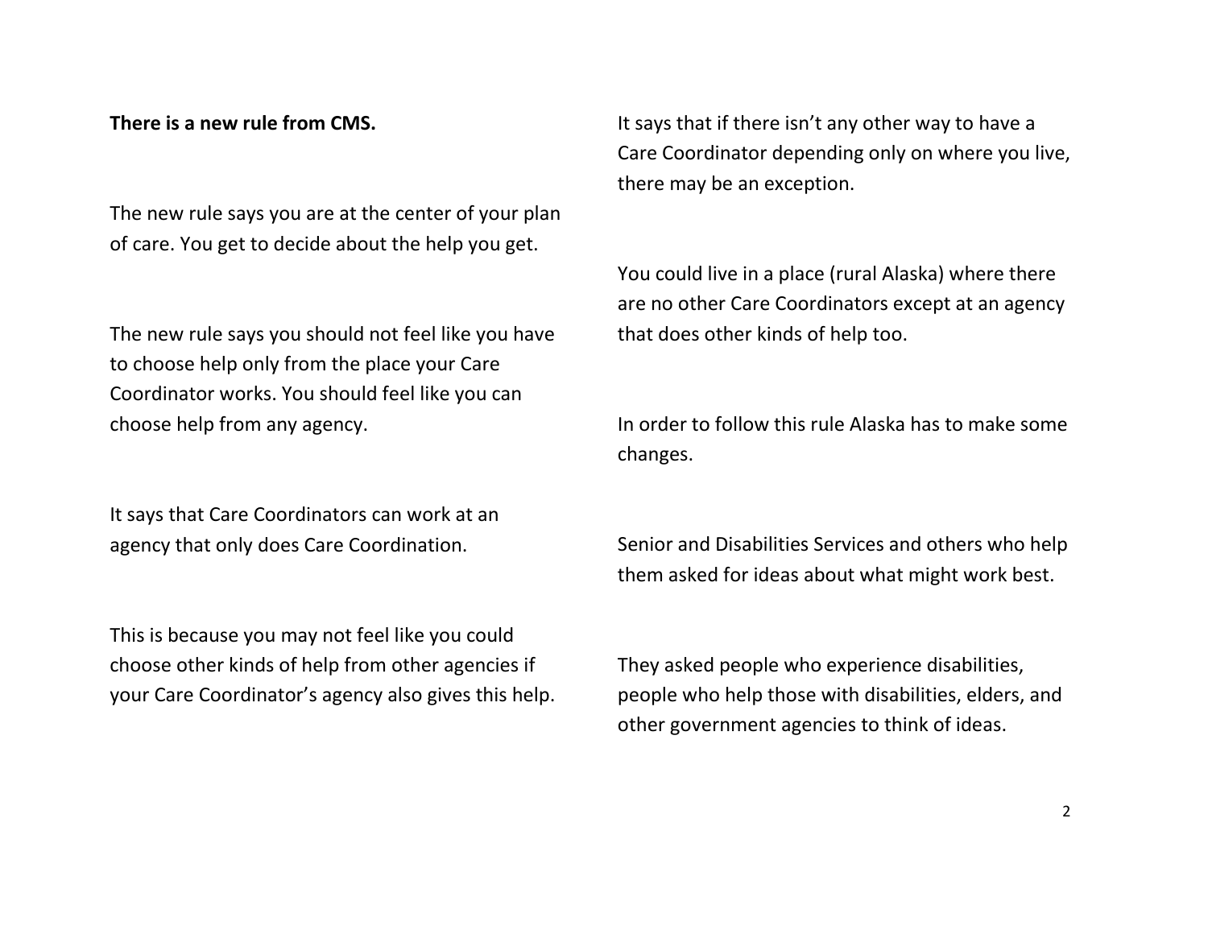**There is a new rule from CMS.**

The new rule says you are at the center of your plan of care. You get to decide about the help you get.

The new rule says you should not feel like you have to choose help only from the place your Care Coordinator works. You should feel like you can choose help from any agency.

It says that Care Coordinators can work at an agency that only does Care Coordination.

This is because you may not feel like you could choose other kinds of help from other agencies if your Care Coordinator's agency also gives this help.

It says that if there isn't any other way to have a Care Coordinator depending only on where you live, there may be an exception.

You could live in a place (rural Alaska) where there are no other Care Coordinators except at an agency that does other kinds of help too.

In order to follow this rule Alaska has to make some changes.

Senior and Disabilities Services and others who help them asked for ideas about what might work best.

They asked people who experience disabilities, people who help those with disabilities, elders, and other government agencies to think of ideas.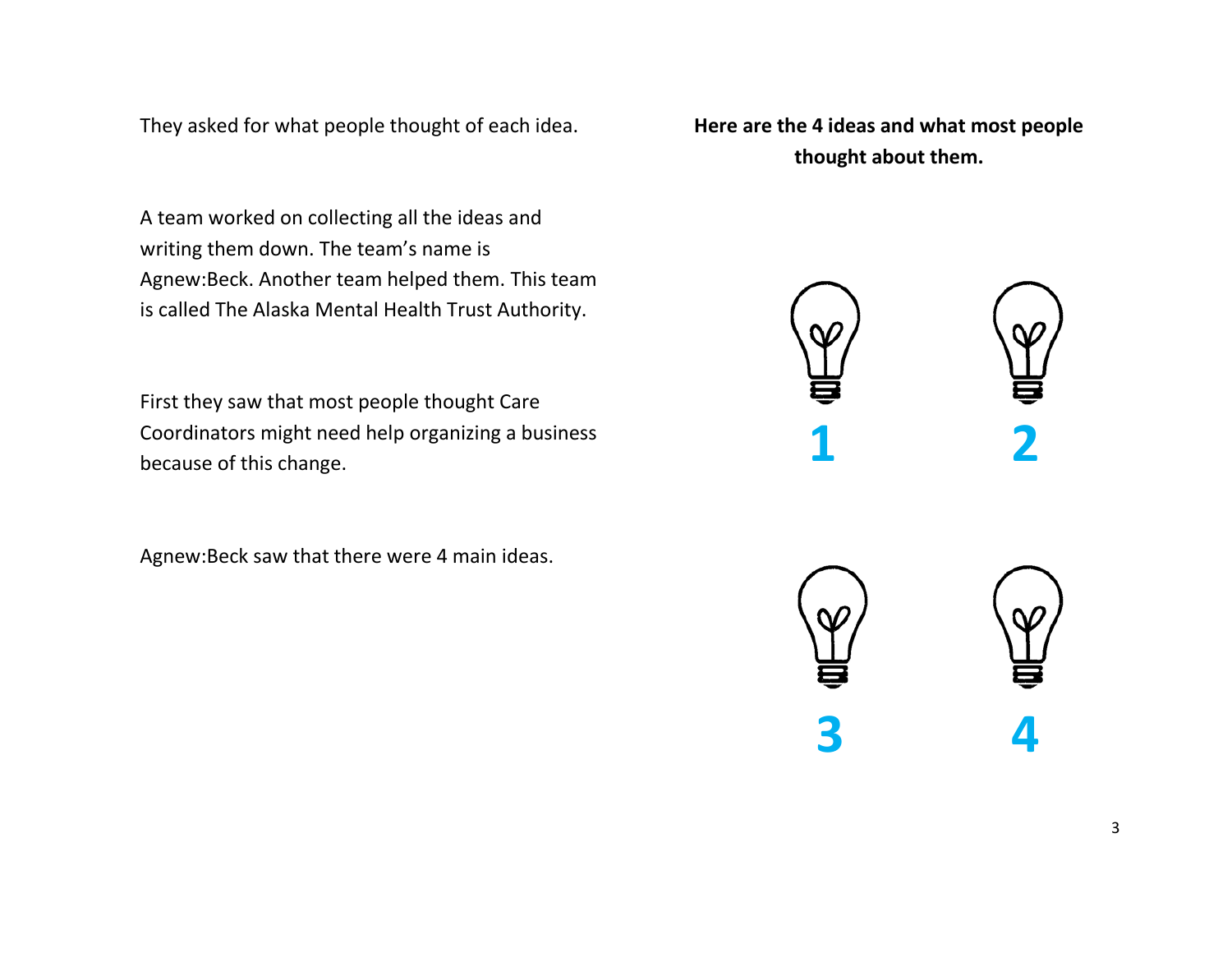They asked for what people thought of each idea.

A team worked on collecting all the ideas and writing them down. The team's name is Agnew:Beck. Another team helped them. This team is called The Alaska Mental Health Trust Authority.

First they saw that most people thought Care Coordinators might need help organizing a business because of this change.

Agnew:Beck saw that there were 4 main ideas.

**Here are the 4 ideas and what most people thought about them.**

1

2

3

4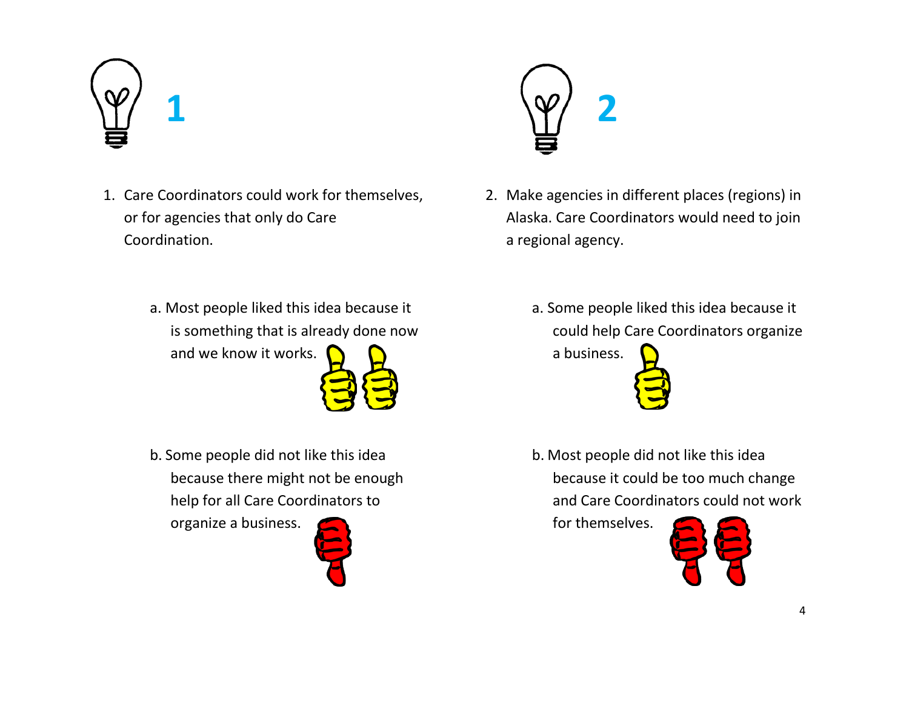# 1

1. Care Coordinators could work for themselves, or for agencies that only do Care Coordination.

   a. Most people liked this idea because it is something that is already done now and we know it works.

   b. Some people did not like this idea because there might not be enough help for all Care Coordinators to organize a business.

# 2

2. Make agencies in different places (regions) in Alaska. Care Coordinators would need to join a regional agency.

   a. Some people liked this idea because it could help Care Coordinators organize a business.

   b. Most people did not like this idea because it could be too much change and Care Coordinators could not work for themselves.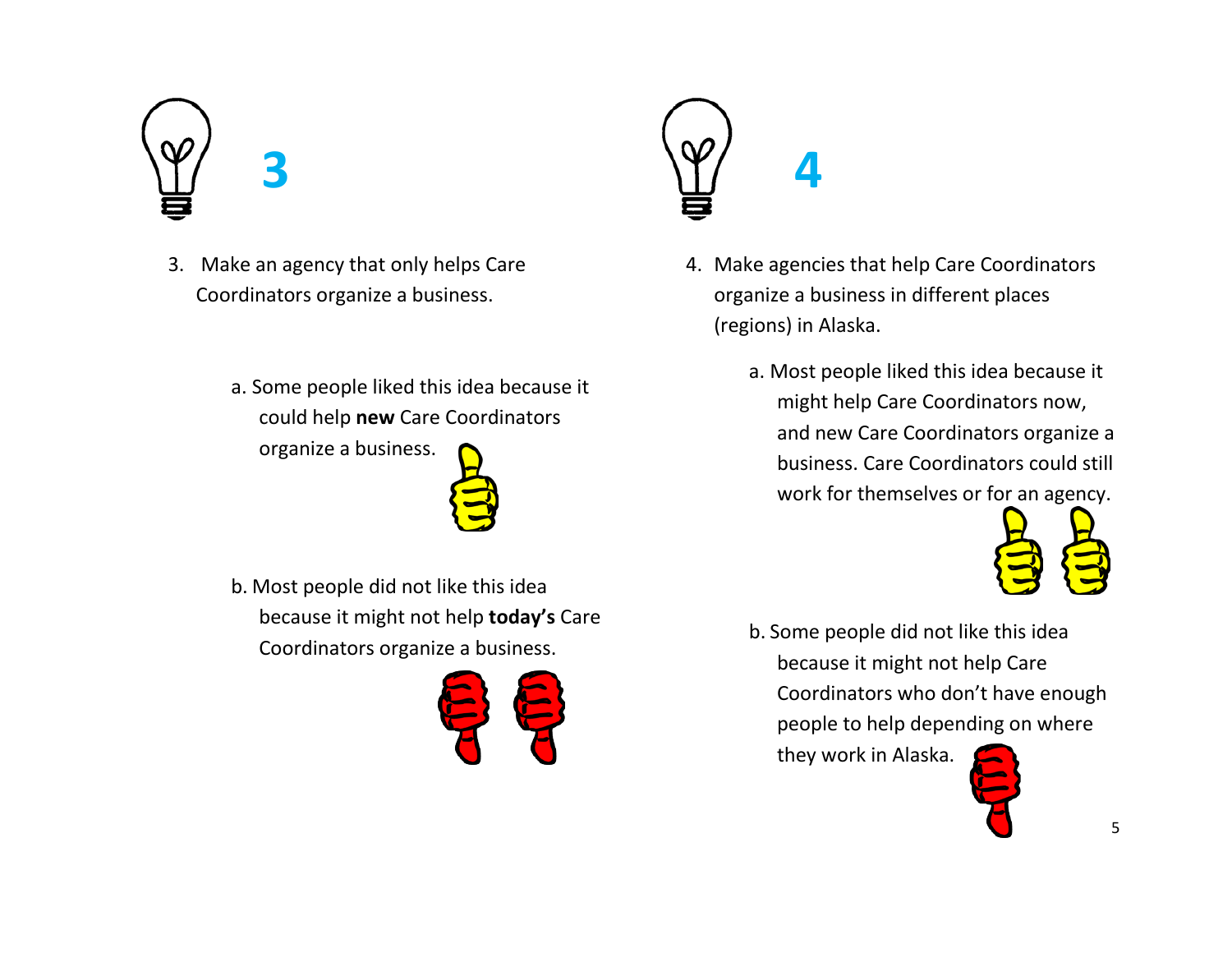## 3

3. Make an agency that only helps Care Coordinators organize a business.

   a. Some people liked this idea because it could help **new** Care Coordinators organize a business.

   b. Most people did not like this idea because it might not help **today's** Care Coordinators organize a business.

## 4

4. Make agencies that help Care Coordinators organize a business in different places (regions) in Alaska.

   a. Most people liked this idea because it might help Care Coordinators now, and new Care Coordinators organize a business. Care Coordinators could still work for themselves or for an agency.

   b. Some people did not like this idea because it might not help Care Coordinators who don't have enough people to help depending on where they work in Alaska.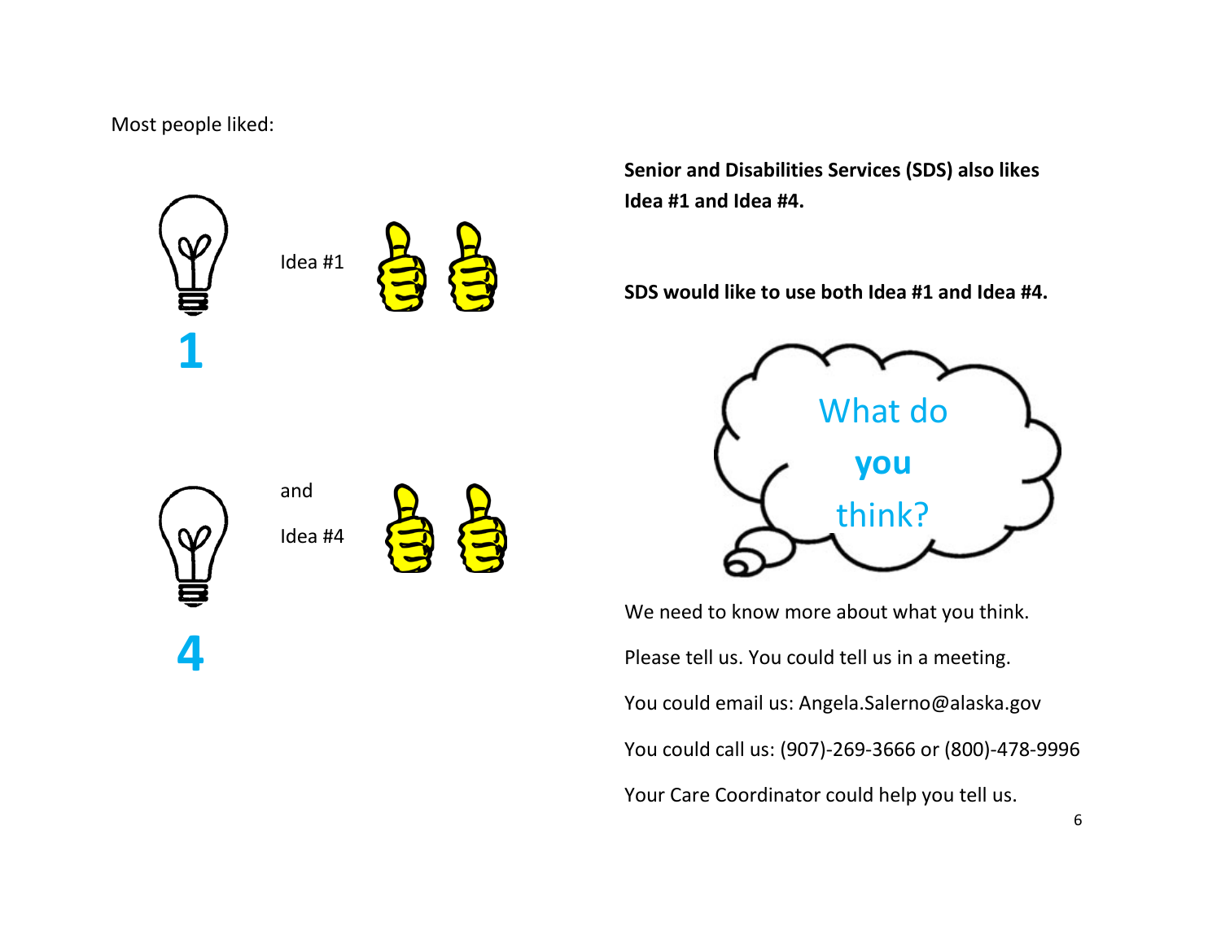Most people liked:

1

Idea #1

and

4

Idea #4

**Senior and Disabilities Services (SDS) also likes Idea #1 and Idea #4.**

**SDS would like to use both Idea #1 and Idea #4.**

What do **you** think?

We need to know more about what you think.

Please tell us. You could tell us in a meeting.

You could email us: Angela.Salerno@alaska.gov

You could call us: (907)-269-3666 or (800)-478-9996

Your Care Coordinator could help you tell us.